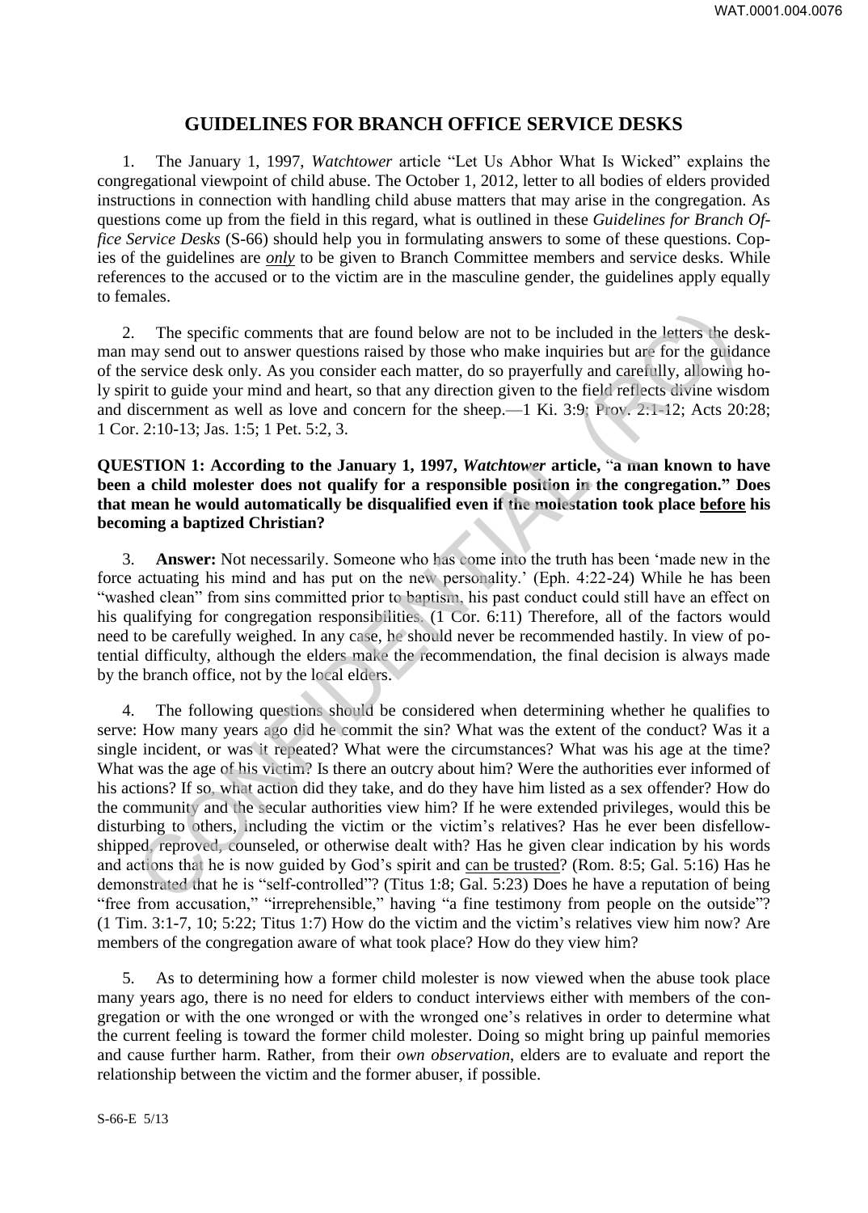# GUIDELINES FOR BRANCH OFFICE SERVICE DESKS

1. The January 1, 1997, *Watchtower* article "Let Us Abhor What Is Wicked" explains the congregational viewpoint of child abuse. The October 1, 2012, letter to all bodies of elders provided instructions in connection with handling child abuse matters that may arise in the congregation. As questions come up from the field in this regard, what is outlined in these *Guidelines for Branch Office Service Desks* (S-66) should help you in formulating answers to some of these questions. Copies of the guidelines are ***only*** to be given to Branch Committee members and service desks. While references to the accused or to the victim are in the masculine gender, the guidelines apply equally to females.

2. The specific comments that are found below are not to be included in the letters the deskman may send out to answer questions raised by those who make inquiries but are for the guidance of the service desk only. As you consider each matter, do so prayerfully and carefully, allowing holy spirit to guide your mind and heart, so that any direction given to the field reflects divine wisdom and discernment as well as love and concern for the sheep.—1 Ki. 3:9; Prov. 2:1-12; Acts 20:28; 1 Cor. 2:10-13; Jas. 1:5; 1 Pet. 5:2, 3.

**QUESTION 1: According to the January 1, 1997, *Watchtower* article, "a man known to have been a child molester does not qualify for a responsible position in the congregation." Does that mean he would automatically be disqualified even if the molestation took place before his becoming a baptized Christian?**

3. **Answer:** Not necessarily. Someone who has come into the truth has been 'made new in the force actuating his mind and has put on the new personality.' (Eph. 4:22-24) While he has been "washed clean" from sins committed prior to baptism, his past conduct could still have an effect on his qualifying for congregation responsibilities. (1 Cor. 6:11) Therefore, all of the factors would need to be carefully weighed. In any case, he should never be recommended hastily. In view of potential difficulty, although the elders make the recommendation, the final decision is always made by the branch office, not by the local elders.

4. The following questions should be considered when determining whether he qualifies to serve: How many years ago did he commit the sin? What was the extent of the conduct? Was it a single incident, or was it repeated? What were the circumstances? What was his age at the time? What was the age of his victim? Is there an outcry about him? Were the authorities ever informed of his actions? If so, what action did they take, and do they have him listed as a sex offender? How do the community and the secular authorities view him? If he were extended privileges, would this be disturbing to others, including the victim or the victim's relatives? Has he ever been disfellowshipped, reproved, counseled, or otherwise dealt with? Has he given clear indication by his words and actions that he is now guided by God's spirit and can be trusted? (Rom. 8:5; Gal. 5:16) Has he demonstrated that he is "self-controlled"? (Titus 1:8; Gal. 5:23) Does he have a reputation of being "free from accusation," "irreprehensible," having "a fine testimony from people on the outside"? (1 Tim. 3:1-7, 10; 5:22; Titus 1:7) How do the victim and the victim's relatives view him now? Are members of the congregation aware of what took place? How do they view him?

5. As to determining how a former child molester is now viewed when the abuse took place many years ago, there is no need for elders to conduct interviews either with members of the congregation or with the one wronged or with the wronged one's relatives in order to determine what the current feeling is toward the former child molester. Doing so might bring up painful memories and cause further harm. Rather, from their *own observation*, elders are to evaluate and report the relationship between the victim and the former abuser, if possible.

S-66-E 5/13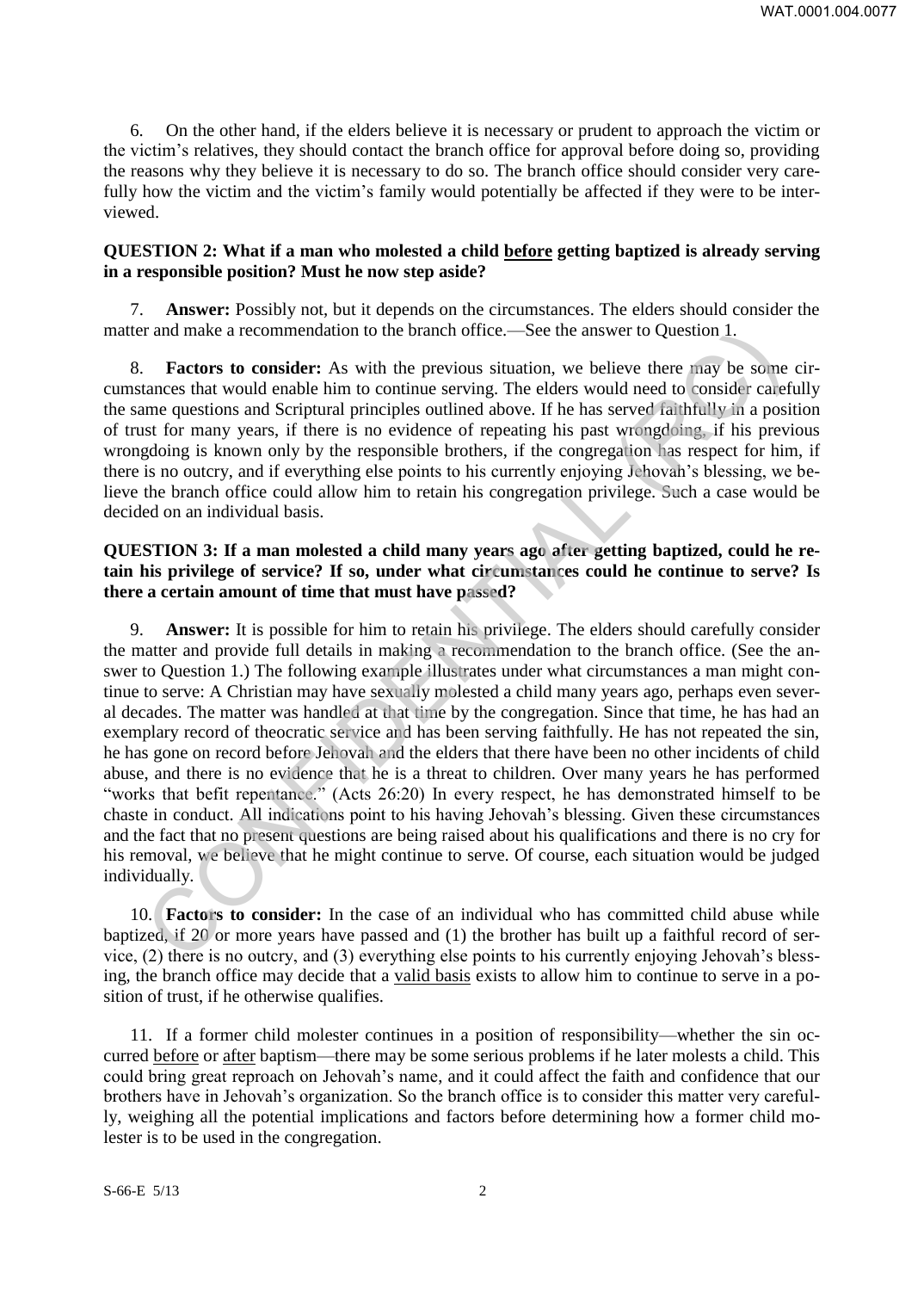6. On the other hand, if the elders believe it is necessary or prudent to approach the victim or the victim's relatives, they should contact the branch office for approval before doing so, providing the reasons why they believe it is necessary to do so. The branch office should consider very carefully how the victim and the victim's family would potentially be affected if they were to be interviewed.

**QUESTION 2: What if a man who molested a child before getting baptized is already serving in a responsible position? Must he now step aside?**

7. **Answer:** Possibly not, but it depends on the circumstances. The elders should consider the matter and make a recommendation to the branch office.—See the answer to Question 1.

8. **Factors to consider:** As with the previous situation, we believe there may be some circumstances that would enable him to continue serving. The elders would need to consider carefully the same questions and Scriptural principles outlined above. If he has served faithfully in a position of trust for many years, if there is no evidence of repeating his past wrongdoing, if his previous wrongdoing is known only by the responsible brothers, if the congregation has respect for him, if there is no outcry, and if everything else points to his currently enjoying Jehovah's blessing, we believe the branch office could allow him to retain his congregation privilege. Such a case would be decided on an individual basis.

**QUESTION 3: If a man molested a child many years ago after getting baptized, could he retain his privilege of service? If so, under what circumstances could he continue to serve? Is there a certain amount of time that must have passed?**

9. **Answer:** It is possible for him to retain his privilege. The elders should carefully consider the matter and provide full details in making a recommendation to the branch office. (See the answer to Question 1.) The following example illustrates under what circumstances a man might continue to serve: A Christian may have sexually molested a child many years ago, perhaps even several decades. The matter was handled at that time by the congregation. Since that time, he has had an exemplary record of theocratic service and has been serving faithfully. He has not repeated the sin, he has gone on record before Jehovah and the elders that there have been no other incidents of child abuse, and there is no evidence that he is a threat to children. Over many years he has performed "works that befit repentance." (Acts 26:20) In every respect, he has demonstrated himself to be chaste in conduct. All indications point to his having Jehovah's blessing. Given these circumstances and the fact that no present questions are being raised about his qualifications and there is no cry for his removal, we believe that he might continue to serve. Of course, each situation would be judged individually.

10. **Factors to consider:** In the case of an individual who has committed child abuse while baptized, if 20 or more years have passed and (1) the brother has built up a faithful record of service, (2) there is no outcry, and (3) everything else points to his currently enjoying Jehovah's blessing, the branch office may decide that a valid basis exists to allow him to continue to serve in a position of trust, if he otherwise qualifies.

11. If a former child molester continues in a position of responsibility—whether the sin occurred before or after baptism—there may be some serious problems if he later molests a child. This could bring great reproach on Jehovah's name, and it could affect the faith and confidence that our brothers have in Jehovah's organization. So the branch office is to consider this matter very carefully, weighing all the potential implications and factors before determining how a former child molester is to be used in the congregation.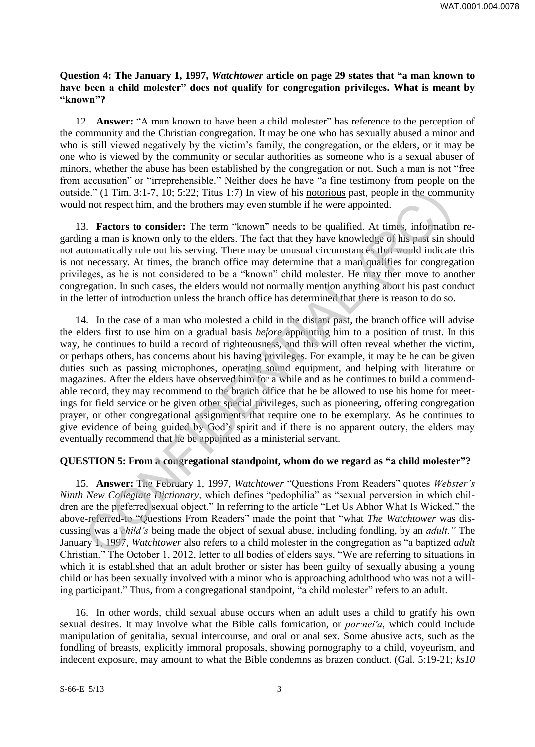**Question 4: The January 1, 1997, *Watchtower* article on page 29 states that "a man known to have been a child molester" does not qualify for congregation privileges. What is meant by "known"?**

12. **Answer:** "A man known to have been a child molester" has reference to the perception of the community and the Christian congregation. It may be one who has sexually abused a minor and who is still viewed negatively by the victim's family, the congregation, or the elders, or it may be one who is viewed by the community or secular authorities as someone who is a sexual abuser of minors, whether the abuse has been established by the congregation or not. Such a man is not "free from accusation" or "irreprehensible." Neither does he have "a fine testimony from people on the outside." (1 Tim. 3:1-7, 10; 5:22; Titus 1:7) In view of his <u>notorious</u> past, people in the community would not respect him, and the brothers may even stumble if he were appointed.

13. **Factors to consider:** The term "known" needs to be qualified. At times, information regarding a man is known only to the elders. The fact that they have knowledge of his past sin should not automatically rule out his serving. There may be unusual circumstances that would indicate this is not necessary. At times, the branch office may determine that a man qualifies for congregation privileges, as he is not considered to be a "known" child molester. He may then move to another congregation. In such cases, the elders would not normally mention anything about his past conduct in the letter of introduction unless the branch office has determined that there is reason to do so.

14. In the case of a man who molested a child in the distant past, the branch office will advise the elders first to use him on a gradual basis *before* appointing him to a position of trust. In this way, he continues to build a record of righteousness, and this will often reveal whether the victim, or perhaps others, has concerns about his having privileges. For example, it may be he can be given duties such as passing microphones, operating sound equipment, and helping with literature or magazines. After the elders have observed him for a while and as he continues to build a commendable record, they may recommend to the branch office that he be allowed to use his home for meetings for field service or be given other special privileges, such as pioneering, offering congregation prayer, or other congregational assignments that require one to be exemplary. As he continues to give evidence of being guided by God's spirit and if there is no apparent outcry, the elders may eventually recommend that he be appointed as a ministerial servant.

**QUESTION 5: From a congregational standpoint, whom do we regard as "a child molester"?**

15. **Answer:** The February 1, 1997, *Watchtower* "Questions From Readers" quotes *Webster's Ninth New Collegiate Dictionary,* which defines "pedophilia" as "sexual perversion in which children are the preferred sexual object." In referring to the article "Let Us Abhor What Is Wicked," the above-referred-to "Questions From Readers" made the point that "what *The Watchtower* was discussing was a *child's* being made the object of sexual abuse, including fondling, by an *adult.*" The January 1, 1997, *Watchtower* also refers to a child molester in the congregation as "a baptized *adult* Christian." The October 1, 2012, letter to all bodies of elders says, "We are referring to situations in which it is established that an adult brother or sister has been guilty of sexually abusing a young child or has been sexually involved with a minor who is approaching adulthood who was not a willing participant." Thus, from a congregational standpoint, "a child molester" refers to an adult.

16. In other words, child sexual abuse occurs when an adult uses a child to gratify his own sexual desires. It may involve what the Bible calls fornication, or *por·nei'a,* which could include manipulation of genitalia, sexual intercourse, and oral or anal sex. Some abusive acts, such as the fondling of breasts, explicitly immoral proposals, showing pornography to a child, voyeurism, and indecent exposure, may amount to what the Bible condemns as brazen conduct. (Gal. 5:19-21; *ks10*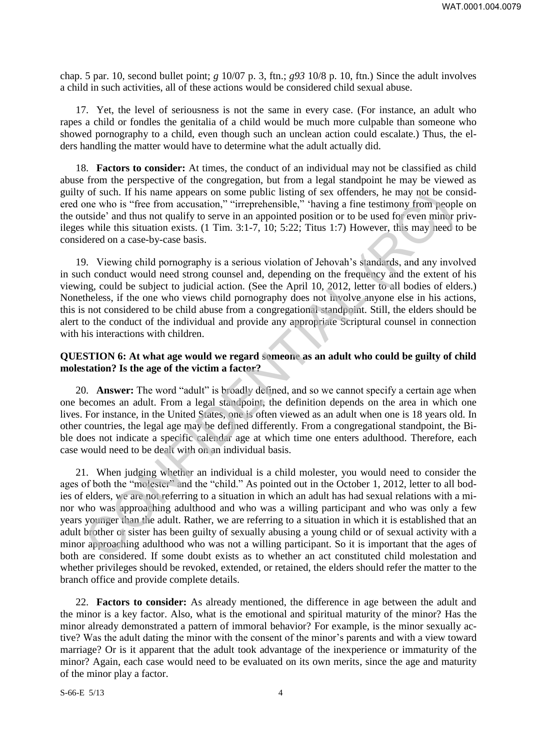chap. 5 par. 10, second bullet point; *g* 10/07 p. 3, ftn.; *g93* 10/8 p. 10, ftn.) Since the adult involves a child in such activities, all of these actions would be considered child sexual abuse.

17. Yet, the level of seriousness is not the same in every case. (For instance, an adult who rapes a child or fondles the genitalia of a child would be much more culpable than someone who showed pornography to a child, even though such an unclean action could escalate.) Thus, the elders handling the matter would have to determine what the adult actually did.

18. **Factors to consider:** At times, the conduct of an individual may not be classified as child abuse from the perspective of the congregation, but from a legal standpoint he may be viewed as guilty of such. If his name appears on some public listing of sex offenders, he may not be considered one who is "free from accusation," "irreprehensible," 'having a fine testimony from people on the outside' and thus not qualify to serve in an appointed position or to be used for even minor privileges while this situation exists. (1 Tim. 3:1-7, 10; 5:22; Titus 1:7) However, this may need to be considered on a case-by-case basis.

19. Viewing child pornography is a serious violation of Jehovah's standards, and any involved in such conduct would need strong counsel and, depending on the frequency and the extent of his viewing, could be subject to judicial action. (See the April 10, 2012, letter to all bodies of elders.) Nonetheless, if the one who views child pornography does not involve anyone else in his actions, this is not considered to be child abuse from a congregational standpoint. Still, the elders should be alert to the conduct of the individual and provide any appropriate Scriptural counsel in connection with his interactions with children.

**QUESTION 6: At what age would we regard someone as an adult who could be guilty of child molestation? Is the age of the victim a factor?**

20. **Answer:** The word "adult" is broadly defined, and so we cannot specify a certain age when one becomes an adult. From a legal standpoint, the definition depends on the area in which one lives. For instance, in the United States, one is often viewed as an adult when one is 18 years old. In other countries, the legal age may be defined differently. From a congregational standpoint, the Bible does not indicate a specific calendar age at which time one enters adulthood. Therefore, each case would need to be dealt with on an individual basis.

21. When judging whether an individual is a child molester, you would need to consider the ages of both the "molester" and the "child." As pointed out in the October 1, 2012, letter to all bodies of elders, we are not referring to a situation in which an adult has had sexual relations with a minor who was approaching adulthood and who was a willing participant and who was only a few years younger than the adult. Rather, we are referring to a situation in which it is established that an adult brother or sister has been guilty of sexually abusing a young child or of sexual activity with a minor approaching adulthood who was not a willing participant. So it is important that the ages of both are considered. If some doubt exists as to whether an act constituted child molestation and whether privileges should be revoked, extended, or retained, the elders should refer the matter to the branch office and provide complete details.

22. **Factors to consider:** As already mentioned, the difference in age between the adult and the minor is a key factor. Also, what is the emotional and spiritual maturity of the minor? Has the minor already demonstrated a pattern of immoral behavior? For example, is the minor sexually active? Was the adult dating the minor with the consent of the minor's parents and with a view toward marriage? Or is it apparent that the adult took advantage of the inexperience or immaturity of the minor? Again, each case would need to be evaluated on its own merits, since the age and maturity of the minor play a factor.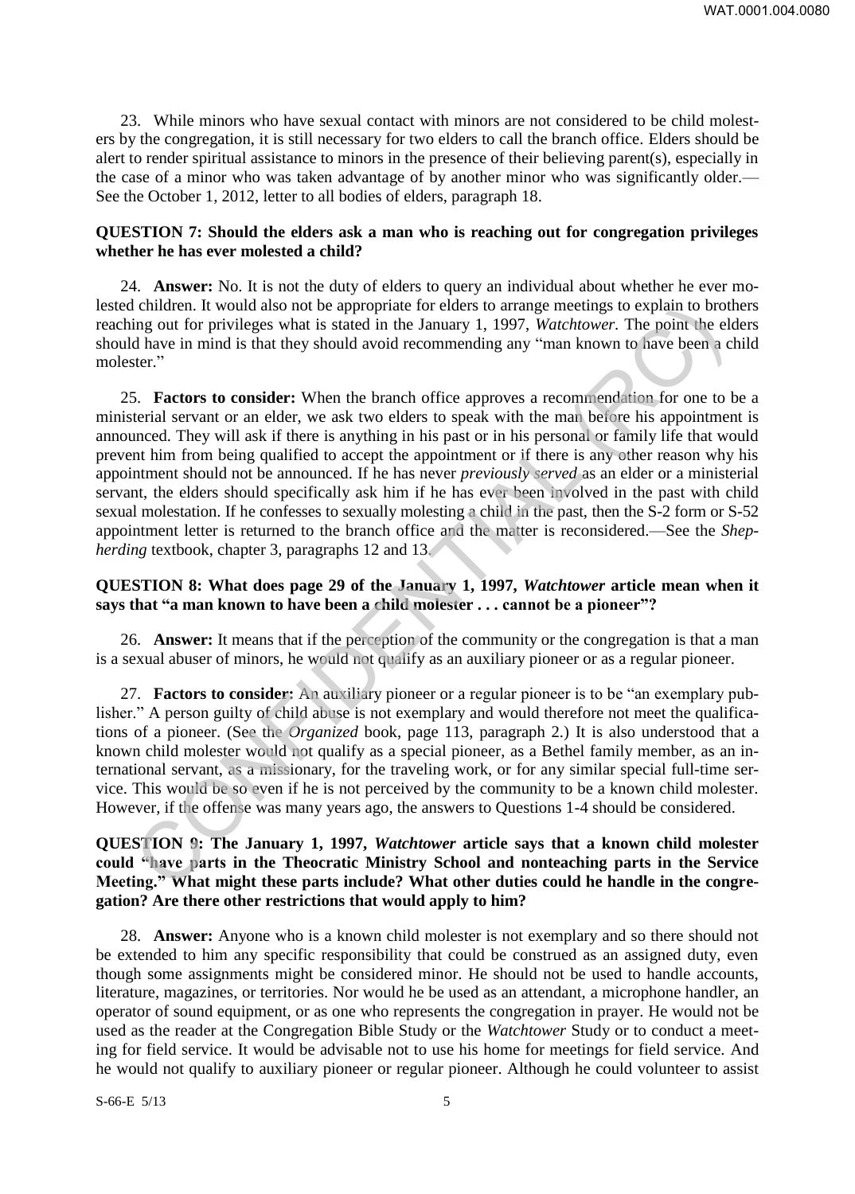23. While minors who have sexual contact with minors are not considered to be child molesters by the congregation, it is still necessary for two elders to call the branch office. Elders should be alert to render spiritual assistance to minors in the presence of their believing parent(s), especially in the case of a minor who was taken advantage of by another minor who was significantly older.—See the October 1, 2012, letter to all bodies of elders, paragraph 18.

**QUESTION 7: Should the elders ask a man who is reaching out for congregation privileges whether he has ever molested a child?**

24. **Answer:** No. It is not the duty of elders to query an individual about whether he ever molested children. It would also not be appropriate for elders to arrange meetings to explain to brothers reaching out for privileges what is stated in the January 1, 1997, *Watchtower*. The point the elders should have in mind is that they should avoid recommending any "man known to have been a child molester."

25. **Factors to consider:** When the branch office approves a recommendation for one to be a ministerial servant or an elder, we ask two elders to speak with the man before his appointment is announced. They will ask if there is anything in his past or in his personal or family life that would prevent him from being qualified to accept the appointment or if there is any other reason why his appointment should not be announced. If he has never *previously served* as an elder or a ministerial servant, the elders should specifically ask him if he has ever been involved in the past with child sexual molestation. If he confesses to sexually molesting a child in the past, then the S-2 form or S-52 appointment letter is returned to the branch office and the matter is reconsidered.—See the *Shepherding* textbook, chapter 3, paragraphs 12 and 13.

**QUESTION 8: What does page 29 of the January 1, 1997, *Watchtower* article mean when it says that "a man known to have been a child molester . . . cannot be a pioneer"?**

26. **Answer:** It means that if the perception of the community or the congregation is that a man is a sexual abuser of minors, he would not qualify as an auxiliary pioneer or as a regular pioneer.

27. **Factors to consider:** An auxiliary pioneer or a regular pioneer is to be "an exemplary publisher." A person guilty of child abuse is not exemplary and would therefore not meet the qualifications of a pioneer. (See the *Organized* book, page 113, paragraph 2.) It is also understood that a known child molester would not qualify as a special pioneer, as a Bethel family member, as an international servant, as a missionary, for the traveling work, or for any similar special full-time service. This would be so even if he is not perceived by the community to be a known child molester. However, if the offense was many years ago, the answers to Questions 1-4 should be considered.

**QUESTION 9: The January 1, 1997, *Watchtower* article says that a known child molester could "have parts in the Theocratic Ministry School and nonteaching parts in the Service Meeting." What might these parts include? What other duties could he handle in the congregation? Are there other restrictions that would apply to him?**

28. **Answer:** Anyone who is a known child molester is not exemplary and so there should not be extended to him any specific responsibility that could be construed as an assigned duty, even though some assignments might be considered minor. He should not be used to handle accounts, literature, magazines, or territories. Nor would he be used as an attendant, a microphone handler, an operator of sound equipment, or as one who represents the congregation in prayer. He would not be used as the reader at the Congregation Bible Study or the *Watchtower* Study or to conduct a meeting for field service. It would be advisable not to use his home for meetings for field service. And he would not qualify to auxiliary pioneer or regular pioneer. Although he could volunteer to assist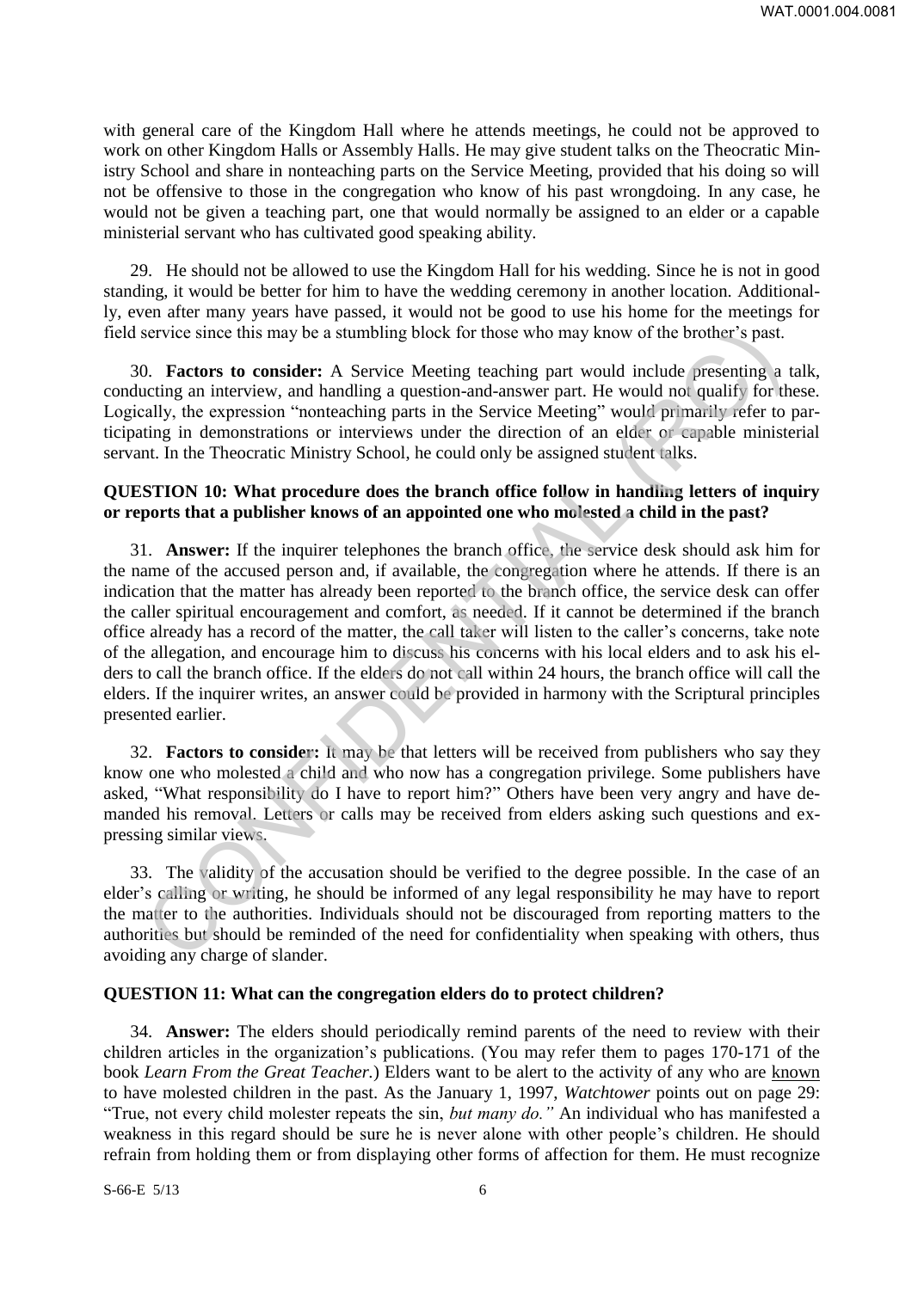with general care of the Kingdom Hall where he attends meetings, he could not be approved to work on other Kingdom Halls or Assembly Halls. He may give student talks on the Theocratic Ministry School and share in nonteaching parts on the Service Meeting, provided that his doing so will not be offensive to those in the congregation who know of his past wrongdoing. In any case, he would not be given a teaching part, one that would normally be assigned to an elder or a capable ministerial servant who has cultivated good speaking ability.

29. He should not be allowed to use the Kingdom Hall for his wedding. Since he is not in good standing, it would be better for him to have the wedding ceremony in another location. Additionally, even after many years have passed, it would not be good to use his home for the meetings for field service since this may be a stumbling block for those who may know of the brother's past.

30. **Factors to consider:** A Service Meeting teaching part would include presenting a talk, conducting an interview, and handling a question-and-answer part. He would not qualify for these. Logically, the expression "nonteaching parts in the Service Meeting" would primarily refer to participating in demonstrations or interviews under the direction of an elder or capable ministerial servant. In the Theocratic Ministry School, he could only be assigned student talks.

### QUESTION 10: What procedure does the branch office follow in handling letters of inquiry or reports that a publisher knows of an appointed one who molested a child in the past?

31. **Answer:** If the inquirer telephones the branch office, the service desk should ask him for the name of the accused person and, if available, the congregation where he attends. If there is an indication that the matter has already been reported to the branch office, the service desk can offer the caller spiritual encouragement and comfort, as needed. If it cannot be determined if the branch office already has a record of the matter, the call taker will listen to the caller's concerns, take note of the allegation, and encourage him to discuss his concerns with his local elders and to ask his elders to call the branch office. If the elders do not call within 24 hours, the branch office will call the elders. If the inquirer writes, an answer could be provided in harmony with the Scriptural principles presented earlier.

32. **Factors to consider:** It may be that letters will be received from publishers who say they know one who molested a child and who now has a congregation privilege. Some publishers have asked, "What responsibility do I have to report him?" Others have been very angry and have demanded his removal. Letters or calls may be received from elders asking such questions and expressing similar views.

33. The validity of the accusation should be verified to the degree possible. In the case of an elder's calling or writing, he should be informed of any legal responsibility he may have to report the matter to the authorities. Individuals should not be discouraged from reporting matters to the authorities but should be reminded of the need for confidentiality when speaking with others, thus avoiding any charge of slander.

### QUESTION 11: What can the congregation elders do to protect children?

34. **Answer:** The elders should periodically remind parents of the need to review with their children articles in the organization's publications. (You may refer them to pages 170-171 of the book *Learn From the Great Teacher.*) Elders want to be alert to the activity of any who are known to have molested children in the past. As the January 1, 1997, *Watchtower* points out on page 29: "True, not every child molester repeats the sin, *but many do."* An individual who has manifested a weakness in this regard should be sure he is never alone with other people's children. He should refrain from holding them or from displaying other forms of affection for them. He must recognize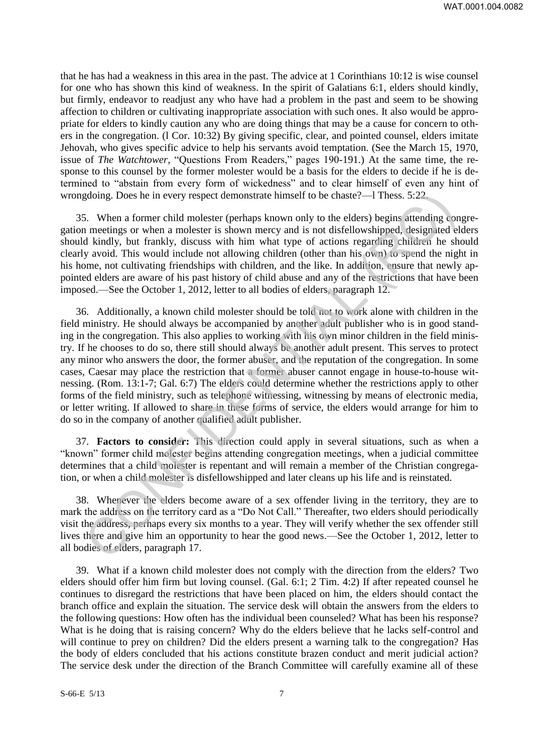that he has had a weakness in this area in the past. The advice at 1 Corinthians 10:12 is wise counsel for one who has shown this kind of weakness. In the spirit of Galatians 6:1, elders should kindly, but firmly, endeavor to readjust any who have had a problem in the past and seem to be showing affection to children or cultivating inappropriate association with such ones. It also would be appropriate for elders to kindly caution any who are doing things that may be a cause for concern to others in the congregation. (l Cor. 10:32) By giving specific, clear, and pointed counsel, elders imitate Jehovah, who gives specific advice to help his servants avoid temptation. (See the March 15, 1970, issue of *The Watchtower,* "Questions From Readers," pages 190-191.) At the same time, the response to this counsel by the former molester would be a basis for the elders to decide if he is determined to "abstain from every form of wickedness" and to clear himself of even any hint of wrongdoing. Does he in every respect demonstrate himself to be chaste?—l Thess. 5:22.

35. When a former child molester (perhaps known only to the elders) begins attending congregation meetings or when a molester is shown mercy and is not disfellowshipped, designated elders should kindly, but frankly, discuss with him what type of actions regarding children he should clearly avoid. This would include not allowing children (other than his own) to spend the night in his home, not cultivating friendships with children, and the like. In addition, ensure that newly appointed elders are aware of his past history of child abuse and any of the restrictions that have been imposed.—See the October 1, 2012, letter to all bodies of elders, paragraph 12.

36. Additionally, a known child molester should be told not to work alone with children in the field ministry. He should always be accompanied by another adult publisher who is in good standing in the congregation. This also applies to working with his own minor children in the field ministry. If he chooses to do so, there still should always be another adult present. This serves to protect any minor who answers the door, the former abuser, and the reputation of the congregation. In some cases, Caesar may place the restriction that a former abuser cannot engage in house-to-house witnessing. (Rom. 13:1-7; Gal. 6:7) The elders could determine whether the restrictions apply to other forms of the field ministry, such as telephone witnessing, witnessing by means of electronic media, or letter writing. If allowed to share in these forms of service, the elders would arrange for him to do so in the company of another qualified adult publisher.

37. **Factors to consider:** This direction could apply in several situations, such as when a "known" former child molester begins attending congregation meetings, when a judicial committee determines that a child molester is repentant and will remain a member of the Christian congregation, or when a child molester is disfellowshipped and later cleans up his life and is reinstated.

38. Whenever the elders become aware of a sex offender living in the territory, they are to mark the address on the territory card as a "Do Not Call." Thereafter, two elders should periodically visit the address, perhaps every six months to a year. They will verify whether the sex offender still lives there and give him an opportunity to hear the good news.—See the October 1, 2012, letter to all bodies of elders, paragraph 17.

39. What if a known child molester does not comply with the direction from the elders? Two elders should offer him firm but loving counsel. (Gal. 6:1; 2 Tim. 4:2) If after repeated counsel he continues to disregard the restrictions that have been placed on him, the elders should contact the branch office and explain the situation. The service desk will obtain the answers from the elders to the following questions: How often has the individual been counseled? What has been his response? What is he doing that is raising concern? Why do the elders believe that he lacks self-control and will continue to prey on children? Did the elders present a warning talk to the congregation? Has the body of elders concluded that his actions constitute brazen conduct and merit judicial action? The service desk under the direction of the Branch Committee will carefully examine all of these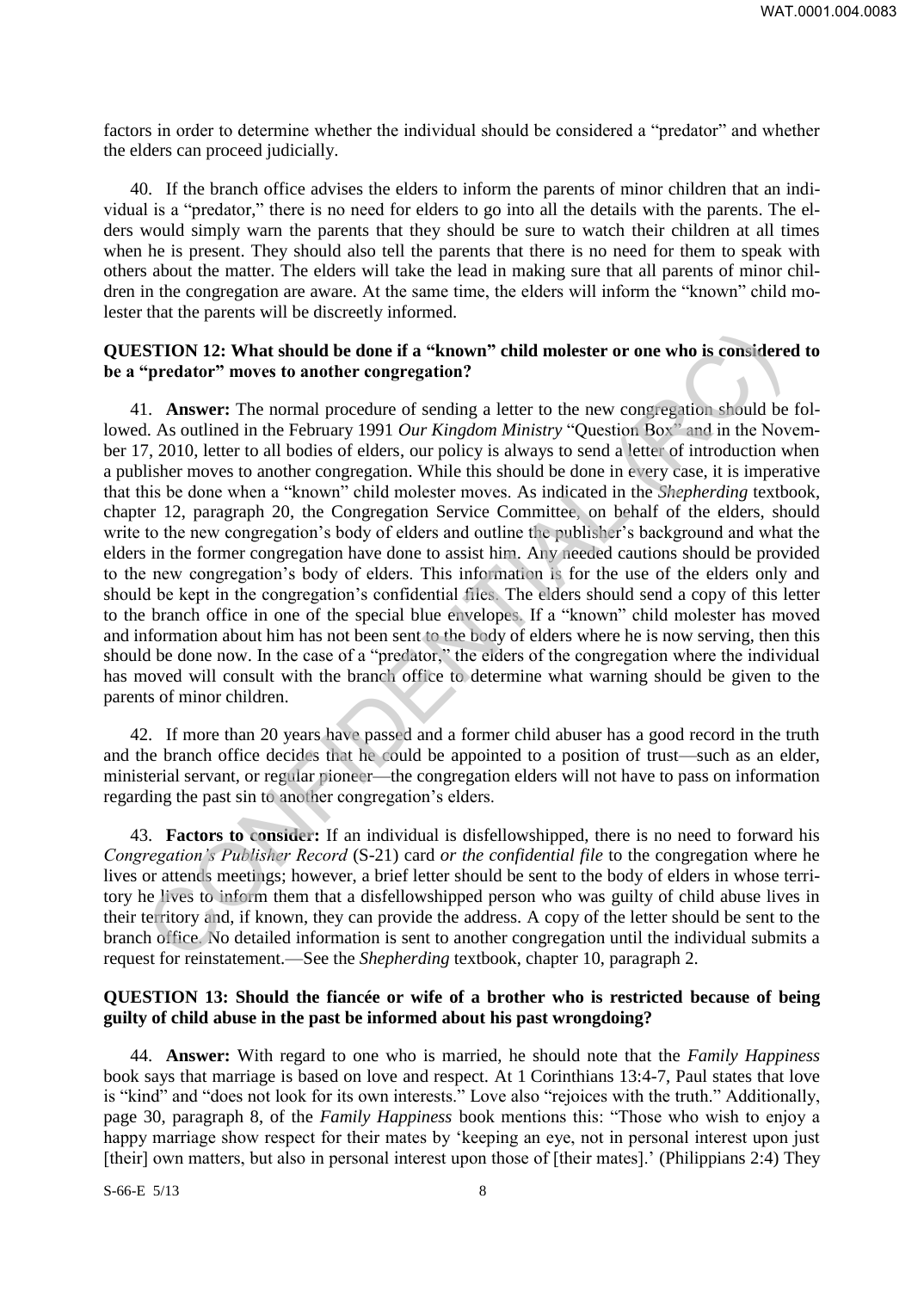factors in order to determine whether the individual should be considered a “predator” and whether the elders can proceed judicially.

40. If the branch office advises the elders to inform the parents of minor children that an individual is a “predator,” there is no need for elders to go into all the details with the parents. The elders would simply warn the parents that they should be sure to watch their children at all times when he is present. They should also tell the parents that there is no need for them to speak with others about the matter. The elders will take the lead in making sure that all parents of minor children in the congregation are aware. At the same time, the elders will inform the “known” child molester that the parents will be discreetly informed.

**QUESTION 12: What should be done if a “known” child molester or one who is considered to be a “predator” moves to another congregation?**

41. **Answer:** The normal procedure of sending a letter to the new congregation should be followed. As outlined in the February 1991 *Our Kingdom Ministry* “Question Box” and in the November 17, 2010, letter to all bodies of elders, our policy is always to send a letter of introduction when a publisher moves to another congregation. While this should be done in every case, it is imperative that this be done when a “known” child molester moves. As indicated in the *Shepherding* textbook, chapter 12, paragraph 20, the Congregation Service Committee, on behalf of the elders, should write to the new congregation’s body of elders and outline the publisher’s background and what the elders in the former congregation have done to assist him. Any needed cautions should be provided to the new congregation’s body of elders. This information is for the use of the elders only and should be kept in the congregation’s confidential files. The elders should send a copy of this letter to the branch office in one of the special blue envelopes. If a “known” child molester has moved and information about him has not been sent to the body of elders where he is now serving, then this should be done now. In the case of a “predator,” the elders of the congregation where the individual has moved will consult with the branch office to determine what warning should be given to the parents of minor children.

42. If more than 20 years have passed and a former child abuser has a good record in the truth and the branch office decides that he could be appointed to a position of trust—such as an elder, ministerial servant, or regular pioneer—the congregation elders will not have to pass on information regarding the past sin to another congregation’s elders.

43. **Factors to consider:** If an individual is disfellowshipped, there is no need to forward his *Congregation’s Publisher Record* (S-21) card *or the confidential file* to the congregation where he lives or attends meetings; however, a brief letter should be sent to the body of elders in whose territory he lives to inform them that a disfellowshipped person who was guilty of child abuse lives in their territory and, if known, they can provide the address. A copy of the letter should be sent to the branch office. No detailed information is sent to another congregation until the individual submits a request for reinstatement.—See the *Shepherding* textbook, chapter 10, paragraph 2.

**QUESTION 13: Should the fiancée or wife of a brother who is restricted because of being guilty of child abuse in the past be informed about his past wrongdoing?**

44. **Answer:** With regard to one who is married, he should note that the *Family Happiness* book says that marriage is based on love and respect. At 1 Corinthians 13:4-7, Paul states that love is “kind” and “does not look for its own interests.” Love also “rejoices with the truth.” Additionally, page 30, paragraph 8, of the *Family Happiness* book mentions this: “Those who wish to enjoy a happy marriage show respect for their mates by ‘keeping an eye, not in personal interest upon just [their] own matters, but also in personal interest upon those of [their mates].’ (Philippians 2:4) They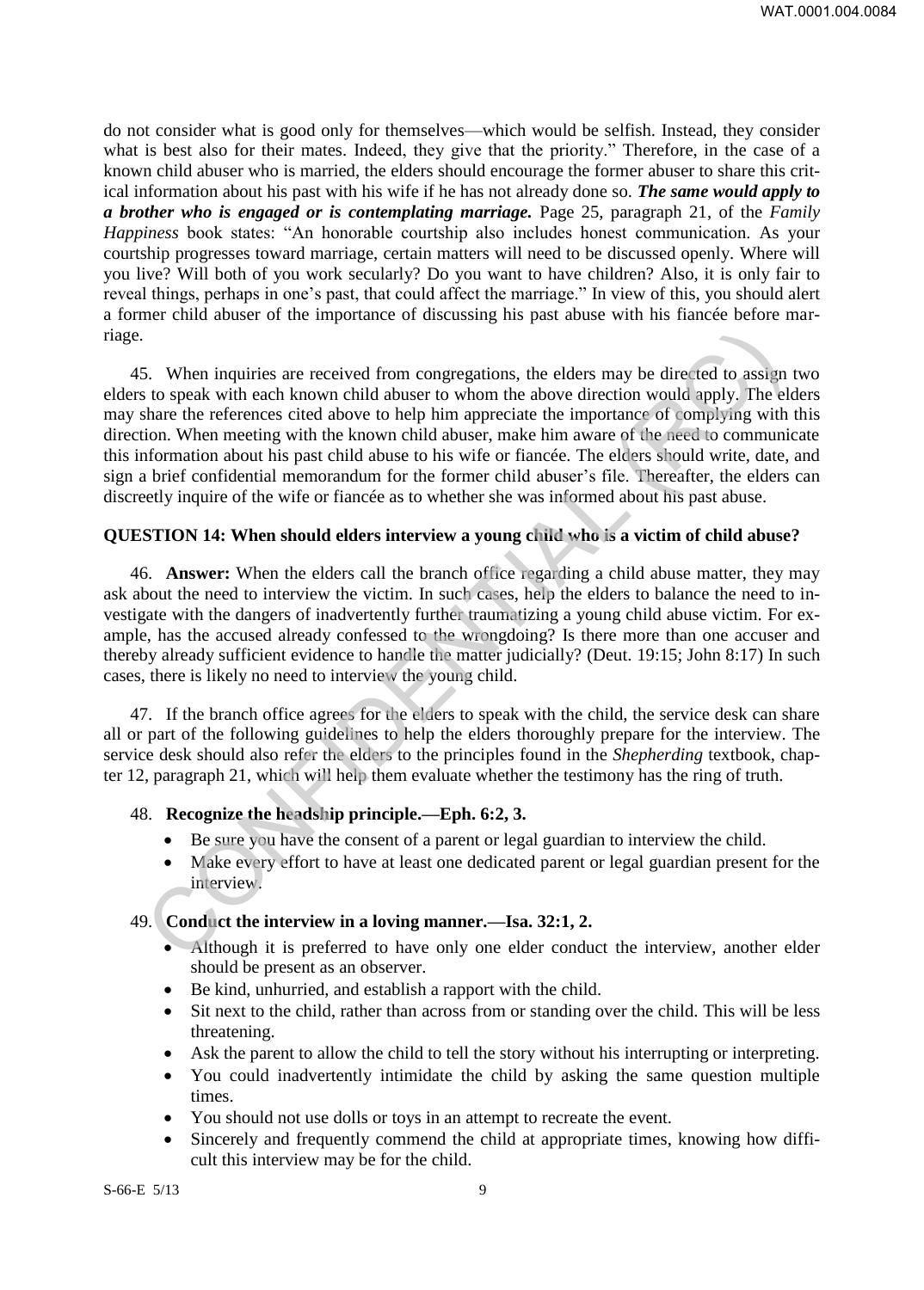do not consider what is good only for themselves—which would be selfish. Instead, they consider what is best also for their mates. Indeed, they give that the priority." Therefore, in the case of a known child abuser who is married, the elders should encourage the former abuser to share this critical information about his past with his wife if he has not already done so. ***The same would apply to a brother who is engaged or is contemplating marriage.*** Page 25, paragraph 21, of the *Family Happiness* book states: "An honorable courtship also includes honest communication. As your courtship progresses toward marriage, certain matters will need to be discussed openly. Where will you live? Will both of you work secularly? Do you want to have children? Also, it is only fair to reveal things, perhaps in one's past, that could affect the marriage." In view of this, you should alert a former child abuser of the importance of discussing his past abuse with his fiancée before marriage.

45. When inquiries are received from congregations, the elders may be directed to assign two elders to speak with each known child abuser to whom the above direction would apply. The elders may share the references cited above to help him appreciate the importance of complying with this direction. When meeting with the known child abuser, make him aware of the need to communicate this information about his past child abuse to his wife or fiancée. The elders should write, date, and sign a brief confidential memorandum for the former child abuser's file. Thereafter, the elders can discreetly inquire of the wife or fiancée as to whether she was informed about his past abuse.

**QUESTION 14: When should elders interview a young child who is a victim of child abuse?**

46. **Answer:** When the elders call the branch office regarding a child abuse matter, they may ask about the need to interview the victim. In such cases, help the elders to balance the need to investigate with the dangers of inadvertently further traumatizing a young child abuse victim. For example, has the accused already confessed to the wrongdoing? Is there more than one accuser and thereby already sufficient evidence to handle the matter judicially? (Deut. 19:15; John 8:17) In such cases, there is likely no need to interview the young child.

47. If the branch office agrees for the elders to speak with the child, the service desk can share all or part of the following guidelines to help the elders thoroughly prepare for the interview. The service desk should also refer the elders to the principles found in the *Shepherding* textbook, chapter 12, paragraph 21, which will help them evaluate whether the testimony has the ring of truth.

48. **Recognize the headship principle.—Eph. 6:2, 3.**

- Be sure you have the consent of a parent or legal guardian to interview the child.
- Make every effort to have at least one dedicated parent or legal guardian present for the interview.

49. **Conduct the interview in a loving manner.—Isa. 32:1, 2.**

- Although it is preferred to have only one elder conduct the interview, another elder should be present as an observer.
- Be kind, unhurried, and establish a rapport with the child.
- Sit next to the child, rather than across from or standing over the child. This will be less threatening.
- Ask the parent to allow the child to tell the story without his interrupting or interpreting.
- You could inadvertently intimidate the child by asking the same question multiple times.
- You should not use dolls or toys in an attempt to recreate the event.
- Sincerely and frequently commend the child at appropriate times, knowing how difficult this interview may be for the child.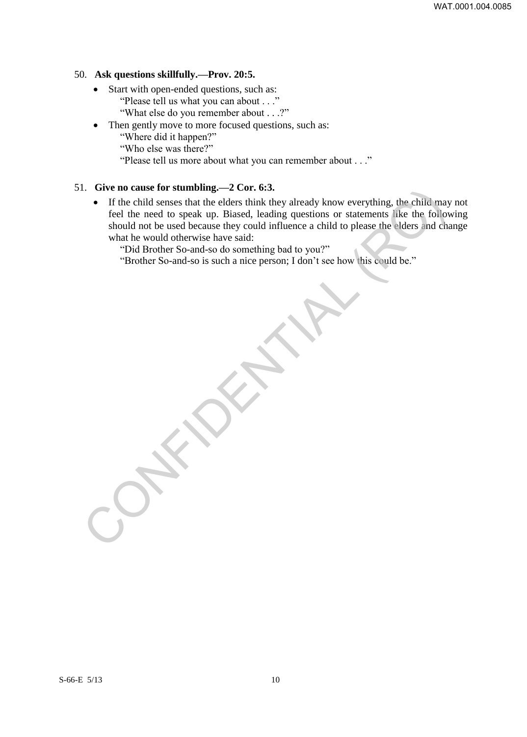50. **Ask questions skillfully.—Prov. 20:5.**

- Start with open-ended questions, such as:
  "Please tell us what you can about . . ."
  "What else do you remember about . . .?"
- Then gently move to more focused questions, such as:
  "Where did it happen?"
  "Who else was there?"
  "Please tell us more about what you can remember about . . ."

51. **Give no cause for stumbling.—2 Cor. 6:3.**

- If the child senses that the elders think they already know everything, the child may not feel the need to speak up. Biased, leading questions or statements like the following should not be used because they could influence a child to please the elders and change what he would otherwise have said:
  "Did Brother So-and-so do something bad to you?"
  "Brother So-and-so is such a nice person; I don't see how this could be."